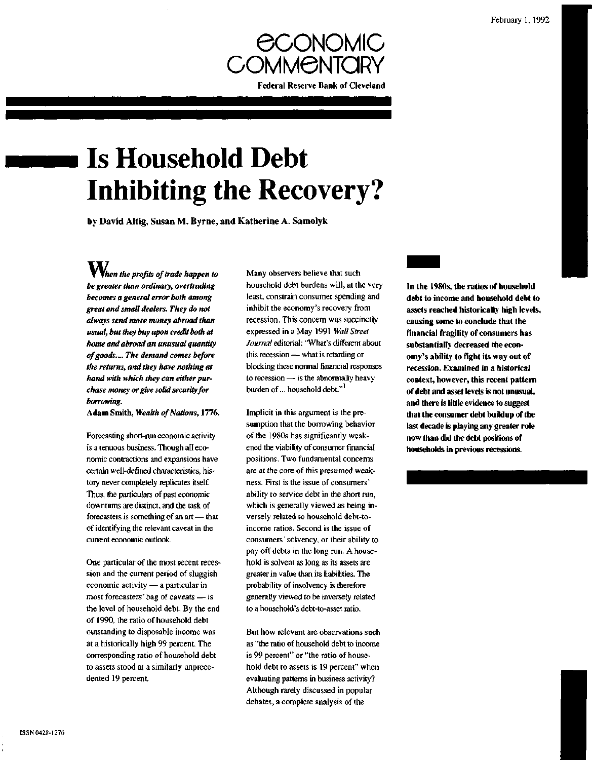February 1, 1992

**ECONOMIC COMMENTARY**

**Federal Reserve Bank of Cleveland**

# Is Household Debt Inhibiting the Recovery?

**by David Altig, Susan M. Byrne, and Katherine A. Samolyk**

***When the profits of trade happen to be greater than ordinary, overtrading becomes a general error both among great and small dealers. They do not always send more money abroad than usual, but they buy upon credit both at home and abroad an unusual quantity of goods.... The demand comes before the returns, and they have nothing at hand with which they can either purchase money or give solid security for borrowing.***

**Adam Smith, *Wealth of Nations*, 1776.**

Forecasting short-run economic activity is a tenuous business. Though all economic contractions and expansions have certain well-defined characteristics, history never completely replicates itself. Thus, the particulars of past economic downturns are distinct, and the task of forecasters is something of an art — that of identifying the relevant caveat in the current economic outlook.

One particular of the most recent recession and the current period of sluggish economic activity — a particular in most forecasters' bag of caveats — is the level of household debt. By the end of 1990, the ratio of household debt outstanding to disposable income was at a historically high 99 percent. The corresponding ratio of household debt to assets stood at a similarly unprecedented 19 percent.

Many observers believe that such household debt burdens will, at the very least, constrain consumer spending and inhibit the economy's recovery from recession. This concern was succinctly expressed in a May 1991 *Wall Street Journal* editorial: "What's different about this recession — what is retarding or blocking these normal financial responses to recession — is the abnormally heavy burden of ... household debt."[1]

Implicit in this argument is the presumption that the borrowing behavior of the 1980s has significantly weakened the viability of consumer financial positions. Two fundamental concerns are at the core of this presumed weakness. First is the issue of consumers' ability to service debt in the short run, which is generally viewed as being inversely related to household debt-to-income ratios. Second is the issue of consumers' solvency, or their ability to pay off debts in the long run. A household is solvent as long as its assets are greater in value than its liabilities. The probability of insolvency is therefore generally viewed to be inversely related to a household's debt-to-asset ratio.

But how relevant are observations such as "the ratio of household debt to income is 99 percent" or "the ratio of household debt to assets is 19 percent" when evaluating patterns in business activity? Although rarely discussed in popular debates, a complete analysis of the

**In the 1980s, the ratios of household debt to income and household debt to assets reached historically high levels, causing some to conclude that the financial fragility of consumers has substantially decreased the economy's ability to fight its way out of recession. Examined in a historical context, however, this recent pattern of debt and asset levels is not unusual, and there is little evidence to suggest that the consumer debt buildup of the last decade is playing any greater role now than did the debt positions of households in previous recessions.**

ISSN 0428-1276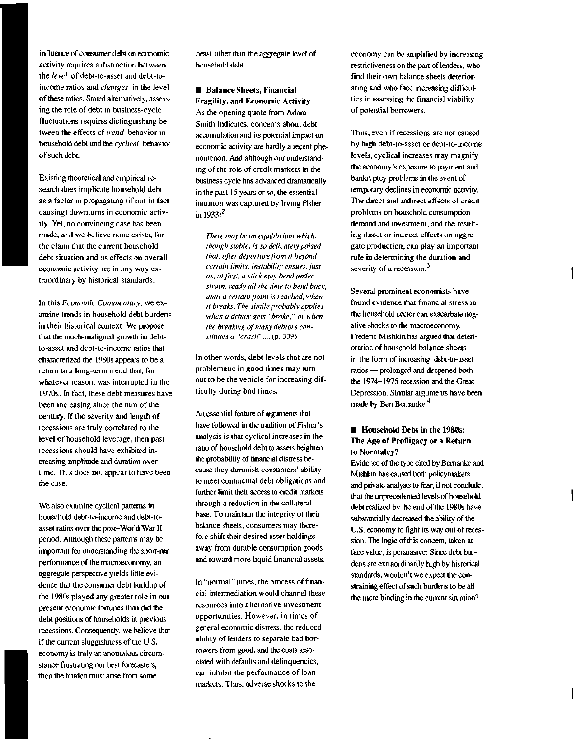influence of consumer debt on economic activity requires a distinction between the *level* of debt-to-asset and debt-to-income ratios and *changes* in the level of these ratios. Stated alternatively, assessing the role of debt in business-cycle fluctuations requires distinguishing between the effects of *trend* behavior in household debt and the *cyclical* behavior of such debt.

Existing theoretical and empirical research does implicate household debt as a factor in propagating (if not in fact causing) downturns in economic activity. Yet, no convincing case has been made, and we believe none exists, for the claim that the current household debt situation and its effects on overall economic activity are in any way extraordinary by historical standards.

In this *Economic Commentary*, we examine trends in household debt burdens in their historical context. We propose that the much-maligned growth in debt-to-asset and debt-to-income ratios that characterized the 1980s appears to be a return to a long-term trend that, for whatever reason, was interrupted in the 1970s. In fact, these debt measures have been increasing since the turn of the century. If the severity and length of recessions are truly correlated to the level of household leverage, then past recessions should have exhibited increasing amplitude and duration over time. This does not appear to have been the case.

We also examine cyclical patterns in household debt-to-income and debt-to-asset ratios over the post–World War II period. Although these patterns may be important for understanding the short-run performance of the macroeconomy, an aggregate perspective yields little evidence that the consumer debt buildup of the 1980s played any greater role in our present economic fortunes than did the debt positions of households in previous recessions. Consequently, we believe that if the current sluggishness of the U.S. economy is truly an anomalous circumstance frustrating our best forecasters, then the burden must arise from some beast other than the aggregate level of household debt.

## Balance Sheets, Financial Fragility, and Economic Activity

As the opening quote from Adam Smith indicates, concerns about debt accumulation and its potential impact on economic activity are hardly a recent phenomenon. And although our understanding of the role of credit markets in the business cycle has advanced dramatically in the past 15 years or so, the essential intuition was captured by Irving Fisher in 1933:[2]

> *There may be an equilibrium which, though stable, is so delicately poised that, after departure from it beyond certain limits, instability ensues, just as, at first, a stick may bend under strain, ready all the time to bend back, until a certain point is reached, when it breaks. The simile probably applies when a debtor gets "broke," or when the breaking of many debtors constitutes a "crash"....* (p. 339)

In other words, debt levels that are not problematic in good times may turn out to be the vehicle for increasing difficulty during bad times.

An essential feature of arguments that have followed in the tradition of Fisher's analysis is that cyclical increases in the ratio of household debt to assets heighten the probability of financial distress because they diminish consumers' ability to meet contractual debt obligations and further limit their access to credit markets through a reduction in the collateral base. To maintain the integrity of their balance sheets, consumers may therefore shift their desired asset holdings away from durable consumption goods and toward more liquid financial assets.

In "normal" times, the process of financial intermediation would channel these resources into alternative investment opportunities. However, in times of general economic distress, the reduced ability of lenders to separate bad borrowers from good, and the costs associated with defaults and delinquencies, can inhibit the performance of loan markets. Thus, adverse shocks to the economy can be amplified by increasing restrictiveness on the part of lenders, who find their own balance sheets deteriorating and who face increasing difficulties in assessing the financial viability of potential borrowers.

Thus, even if recessions are not caused by high debt-to-asset or debt-to-income levels, cyclical increases may magnify the economy's exposure to payment and bankruptcy problems in the event of temporary declines in economic activity. The direct and indirect effects of credit problems on household consumption demand and investment, and the resulting direct or indirect effects on aggregate production, can play an important role in determining the duration and severity of a recession.[3]

Several prominent economists have found evidence that financial stress in the household sector can exacerbate negative shocks to the macroeconomy. Frederic Mishkin has argued that deterioration of household balance sheets — in the form of increasing debt-to-asset ratios — prolonged and deepened both the 1974–1975 recession and the Great Depression. Similar arguments have been made by Ben Bernanke.[4]

## Household Debt in the 1980s: The Age of Profligacy or a Return to Normalcy?

Evidence of the type cited by Bernanke and Mishkin has caused both policymakers and private analysts to fear, if not conclude, that the unprecedented levels of household debt realized by the end of the 1980s have substantially decreased the ability of the U.S. economy to fight its way out of recession. The logic of this concern, taken at face value, is persuasive: Since debt burdens are extraordinarily high by historical standards, wouldn't we expect the constraining effect of such burdens to be all the more binding in the current situation?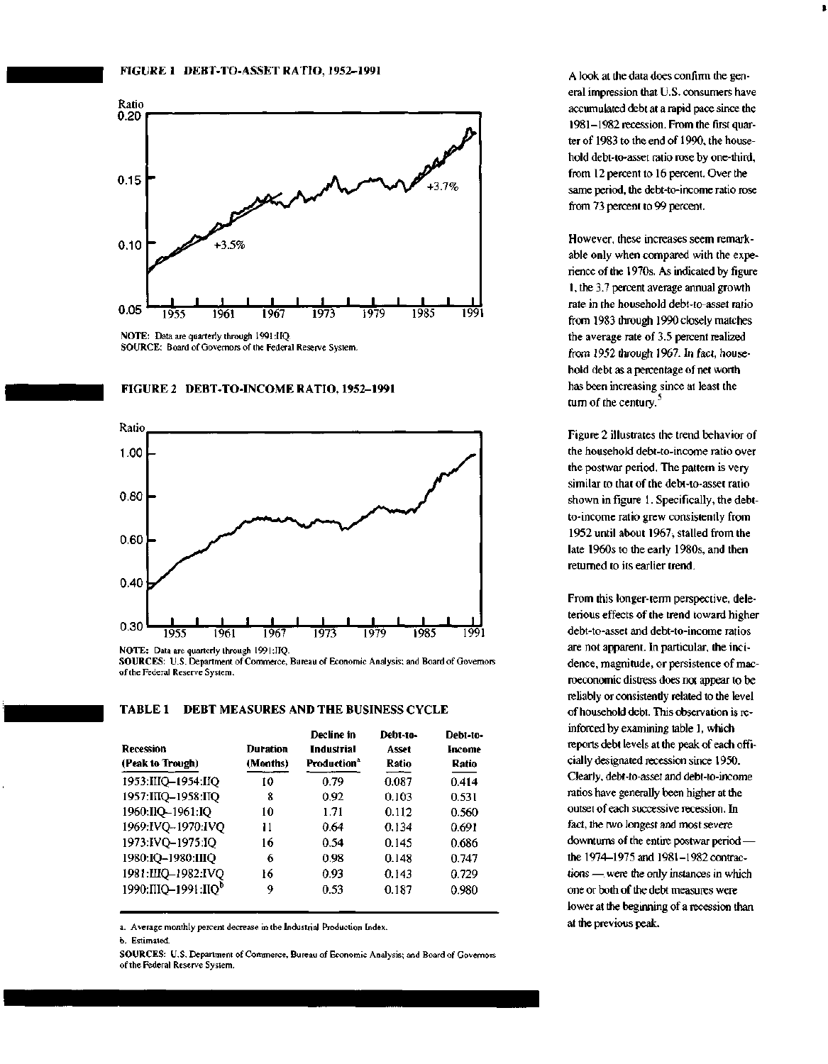**FIGURE 1 DEBT-TO-ASSET RATIO, 1952–1991**

NOTE: Data are quarterly through 1991:IIQ.
SOURCE: Board of Governors of the Federal Reserve System.

**FIGURE 2 DEBT-TO-INCOME RATIO, 1952–1991**

NOTE: Data are quarterly through 1991:IIQ.
SOURCES: U.S. Department of Commerce, Bureau of Economic Analysis; and Board of Governors of the Federal Reserve System.

**TABLE 1 DEBT MEASURES AND THE BUSINESS CYCLE**

| Recession (Peak to Trough) | Duration (Months) | Decline in Industrial Production[a] | Debt-to-Asset Ratio | Debt-to-Income Ratio |
|---|---|---|---|---|
| 1953:IIIQ–1954:IIQ | 10 | 0.79 | 0.087 | 0.414 |
| 1957:IIIQ–1958:IIQ | 8 | 0.92 | 0.103 | 0.531 |
| 1960:IIQ–1961:IQ | 10 | 1.71 | 0.112 | 0.560 |
| 1969:IVQ–1970:IVQ | 11 | 0.64 | 0.134 | 0.691 |
| 1973:IVQ–1975:IQ | 16 | 0.54 | 0.145 | 0.686 |
| 1980:IQ–1980:IIIQ | 6 | 0.98 | 0.148 | 0.747 |
| 1981:IIIQ–1982:IVQ | 16 | 0.93 | 0.143 | 0.729 |
| 1990:IIIQ–1991:IIQ[b] | 9 | 0.53 | 0.187 | 0.980 |

a. Average monthly percent decrease in the Industrial Production Index.

b. Estimated.

SOURCES: U.S. Department of Commerce, Bureau of Economic Analysis; and Board of Governors of the Federal Reserve System.

A look at the data does confirm the general impression that U.S. consumers have accumulated debt at a rapid pace since the 1981–1982 recession. From the first quarter of 1983 to the end of 1990, the household debt-to-asset ratio rose by one-third, from 12 percent to 16 percent. Over the same period, the debt-to-income ratio rose from 73 percent to 99 percent.

However, these increases seem remarkable only when compared with the experience of the 1970s. As indicated by figure 1, the 3.7 percent average annual growth rate in the household debt-to-asset ratio from 1983 through 1990 closely matches the average rate of 3.5 percent realized from 1952 through 1967. In fact, household debt as a percentage of net worth has been increasing since at least the turn of the century.[5]

Figure 2 illustrates the trend behavior of the household debt-to-income ratio over the postwar period. The pattern is very similar to that of the debt-to-asset ratio shown in figure 1. Specifically, the debt-to-income ratio grew consistently from 1952 until about 1967, stalled from the late 1960s to the early 1980s, and then returned to its earlier trend.

From this longer-term perspective, deleterious effects of the trend toward higher debt-to-asset and debt-to-income ratios are not apparent. In particular, the incidence, magnitude, or persistence of macroeconomic distress does not appear to be reliably or consistently related to the level of household debt. This observation is reinforced by examining table 1, which reports debt levels at the peak of each officially designated recession since 1950. Clearly, debt-to-asset and debt-to-income ratios have generally been higher at the outset of each successive recession. In fact, the two longest and most severe downturns of the entire postwar period — the 1974–1975 and 1981–1982 contractions — were the only instances in which one or both of the debt measures were lower at the beginning of a recession than at the previous peak.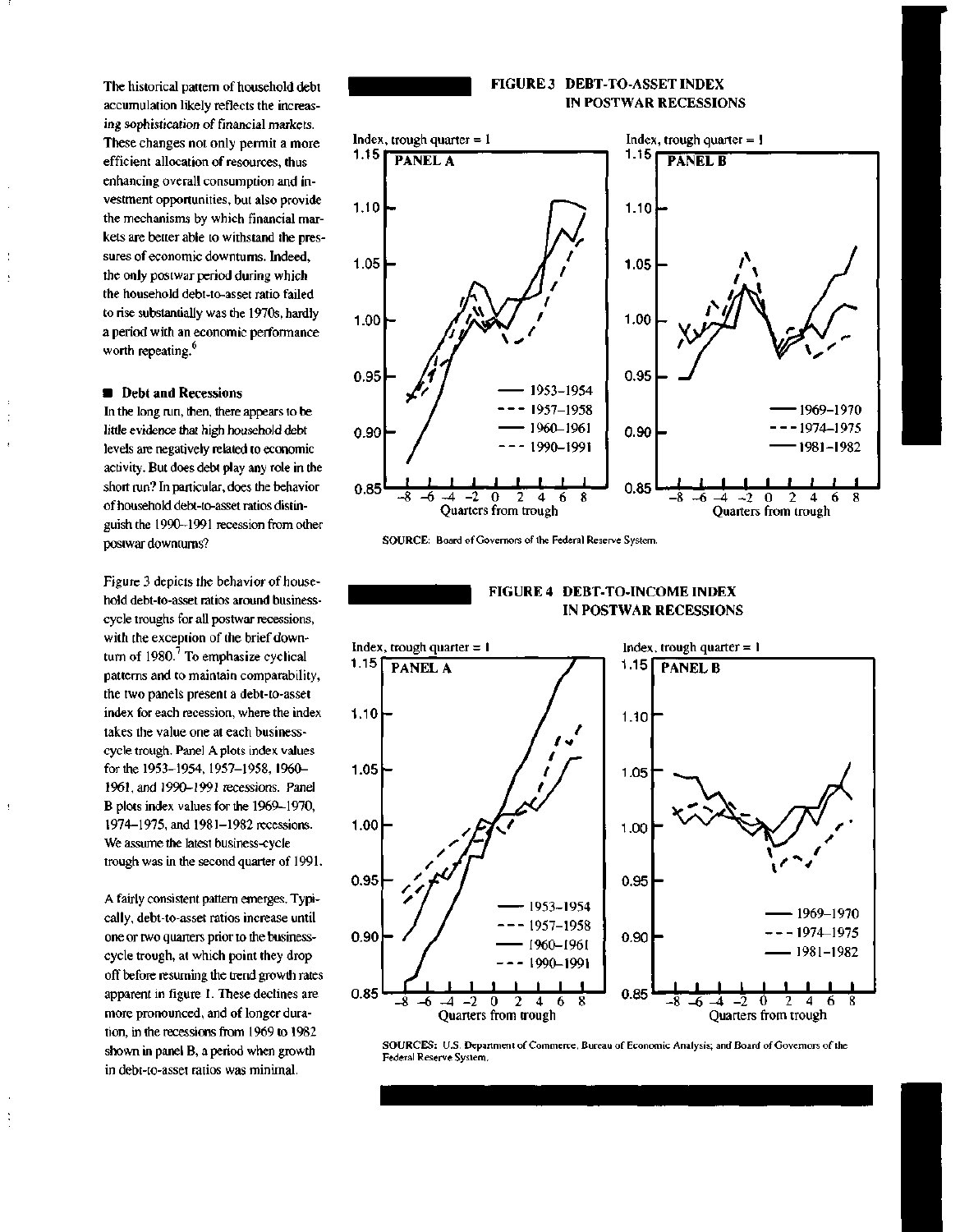The historical pattern of household debt accumulation likely reflects the increasing sophistication of financial markets. These changes not only permit a more efficient allocation of resources, thus enhancing overall consumption and investment opportunities, but also provide the mechanisms by which financial markets are better able to withstand the pressures of economic downturns. Indeed, the only postwar period during which the household debt-to-asset ratio failed to rise substantially was the 1970s, hardly a period with an economic performance worth repeating.[6]

## Debt and Recessions

In the long run, then, there appears to be little evidence that high household debt levels are negatively related to economic activity. But does debt play any role in the short run? In particular, does the behavior of household debt-to-asset ratios distinguish the 1990–1991 recession from other postwar downturns?

Figure 3 depicts the behavior of household debt-to-asset ratios around business-cycle troughs for all postwar recessions, with the exception of the brief downturn of 1980.[7] To emphasize cyclical patterns and to maintain comparability, the two panels present a debt-to-asset index for each recession, where the index takes the value one at each business-cycle trough. Panel A plots index values for the 1953–1954, 1957–1958, 1960–1961, and 1990–1991 recessions. Panel B plots index values for the 1969–1970, 1974–1975, and 1981–1982 recessions. We assume the latest business-cycle trough was in the second quarter of 1991.

A fairly consistent pattern emerges. Typically, debt-to-asset ratios increase until one or two quarters prior to the business-cycle trough, at which point they drop off before resuming the trend growth rates apparent in figure 1. These declines are more pronounced, and of longer duration, in the recessions from 1969 to 1982 shown in panel B, a period when growth in debt-to-asset ratios was minimal.

**FIGURE 3 DEBT-TO-ASSET INDEX IN POSTWAR RECESSIONS**

SOURCE: Board of Governors of the Federal Reserve System.

**FIGURE 4 DEBT-TO-INCOME INDEX IN POSTWAR RECESSIONS**

SOURCES: U.S. Department of Commerce, Bureau of Economic Analysis; and Board of Governors of the Federal Reserve System.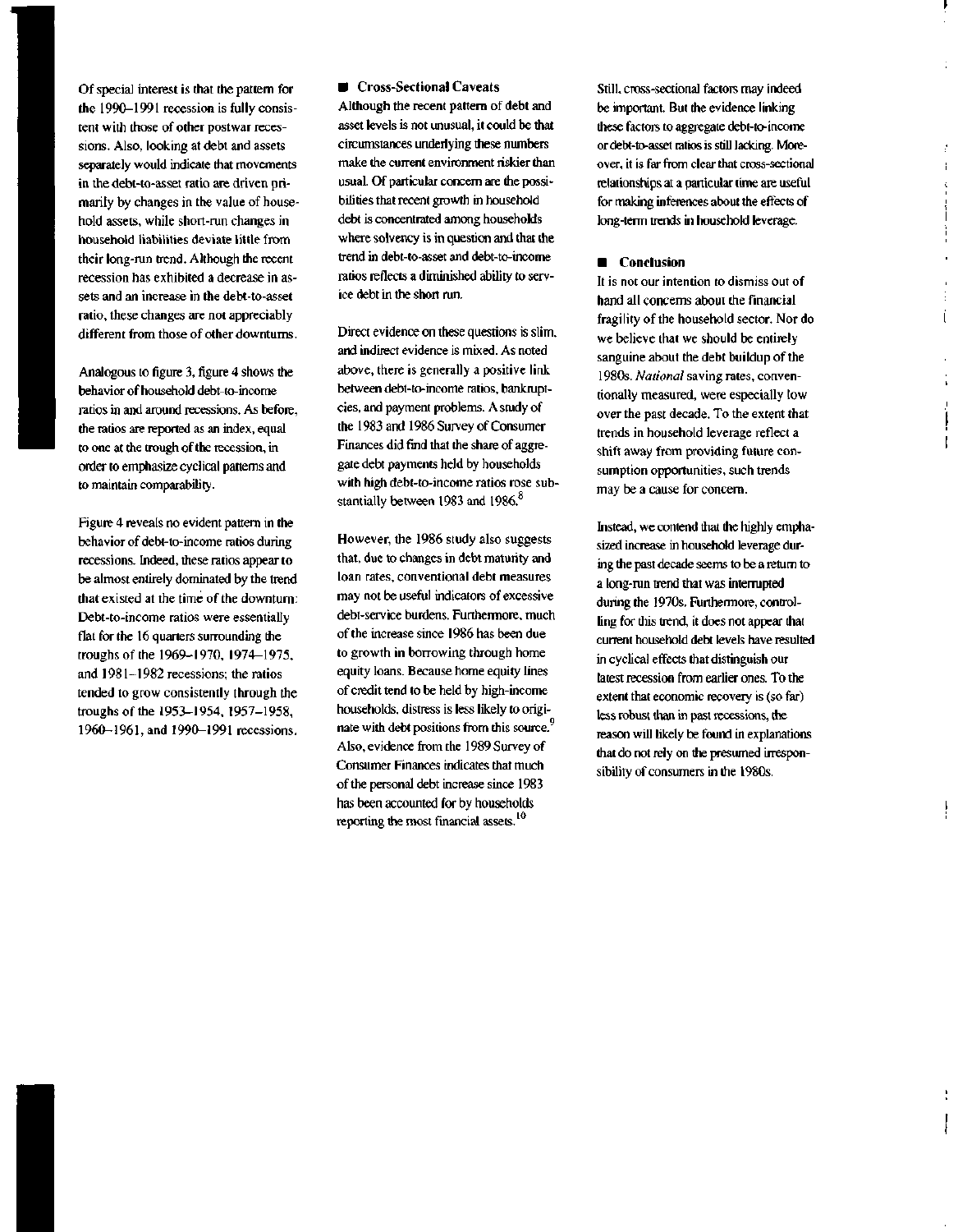Of special interest is that the pattern for the 1990–1991 recession is fully consistent with those of other postwar recessions. Also, looking at debt and assets separately would indicate that movements in the debt-to-asset ratio are driven primarily by changes in the value of household assets, while short-run changes in household liabilities deviate little from their long-run trend. Although the recent recession has exhibited a decrease in assets and an increase in the debt-to-asset ratio, these changes are not appreciably different from those of other downturns.

Analogous to figure 3, figure 4 shows the behavior of household debt-to-income ratios in and around recessions. As before, the ratios are reported as an index, equal to one at the trough of the recession, in order to emphasize cyclical patterns and to maintain comparability.

Figure 4 reveals no evident pattern in the behavior of debt-to-income ratios during recessions. Indeed, these ratios appear to be almost entirely dominated by the trend that existed at the time of the downturn: Debt-to-income ratios were essentially flat for the 16 quarters surrounding the troughs of the 1969–1970, 1974–1975, and 1981–1982 recessions; the ratios tended to grow consistently through the troughs of the 1953–1954, 1957–1958, 1960–1961, and 1990–1991 recessions.

## Cross-Sectional Caveats

Although the recent pattern of debt and asset levels is not unusual, it could be that circumstances underlying these numbers make the current environment riskier than usual. Of particular concern are the possibilities that recent growth in household debt is concentrated among households where solvency is in question and that the trend in debt-to-asset and debt-to-income ratios reflects a diminished ability to service debt in the short run.

Direct evidence on these questions is slim, and indirect evidence is mixed. As noted above, there is generally a positive link between debt-to-income ratios, bankruptcies, and payment problems. A study of the 1983 and 1986 Survey of Consumer Finances did find that the share of aggregate debt payments held by households with high debt-to-income ratios rose substantially between 1983 and 1986.[8]

However, the 1986 study also suggests that, due to changes in debt maturity and loan rates, conventional debt measures may not be useful indicators of excessive debt-service burdens. Furthermore, much of the increase since 1986 has been due to growth in borrowing through home equity loans. Because home equity lines of credit tend to be held by high-income households, distress is less likely to originate with debt positions from this source.[9] Also, evidence from the 1989 Survey of Consumer Finances indicates that much of the personal debt increase since 1983 has been accounted for by households reporting the most financial assets.[10]

Still, cross-sectional factors may indeed be important. But the evidence linking these factors to aggregate debt-to-income or debt-to-asset ratios is still lacking. Moreover, it is far from clear that cross-sectional relationships at a particular time are useful for making inferences about the effects of long-term trends in household leverage.

## Conclusion

It is not our intention to dismiss out of hand all concerns about the financial fragility of the household sector. Nor do we believe that we should be entirely sanguine about the debt buildup of the 1980s. *National* saving rates, conventionally measured, were especially low over the past decade. To the extent that trends in household leverage reflect a shift away from providing future consumption opportunities, such trends may be a cause for concern.

Instead, we contend that the highly emphasized increase in household leverage during the past decade seems to be a return to a long-run trend that was interrupted during the 1970s. Furthermore, controlling for this trend, it does not appear that current household debt levels have resulted in cyclical effects that distinguish our latest recession from earlier ones. To the extent that economic recovery is (so far) less robust than in past recessions, the reason will likely be found in explanations that do not rely on the presumed irresponsibility of consumers in the 1980s.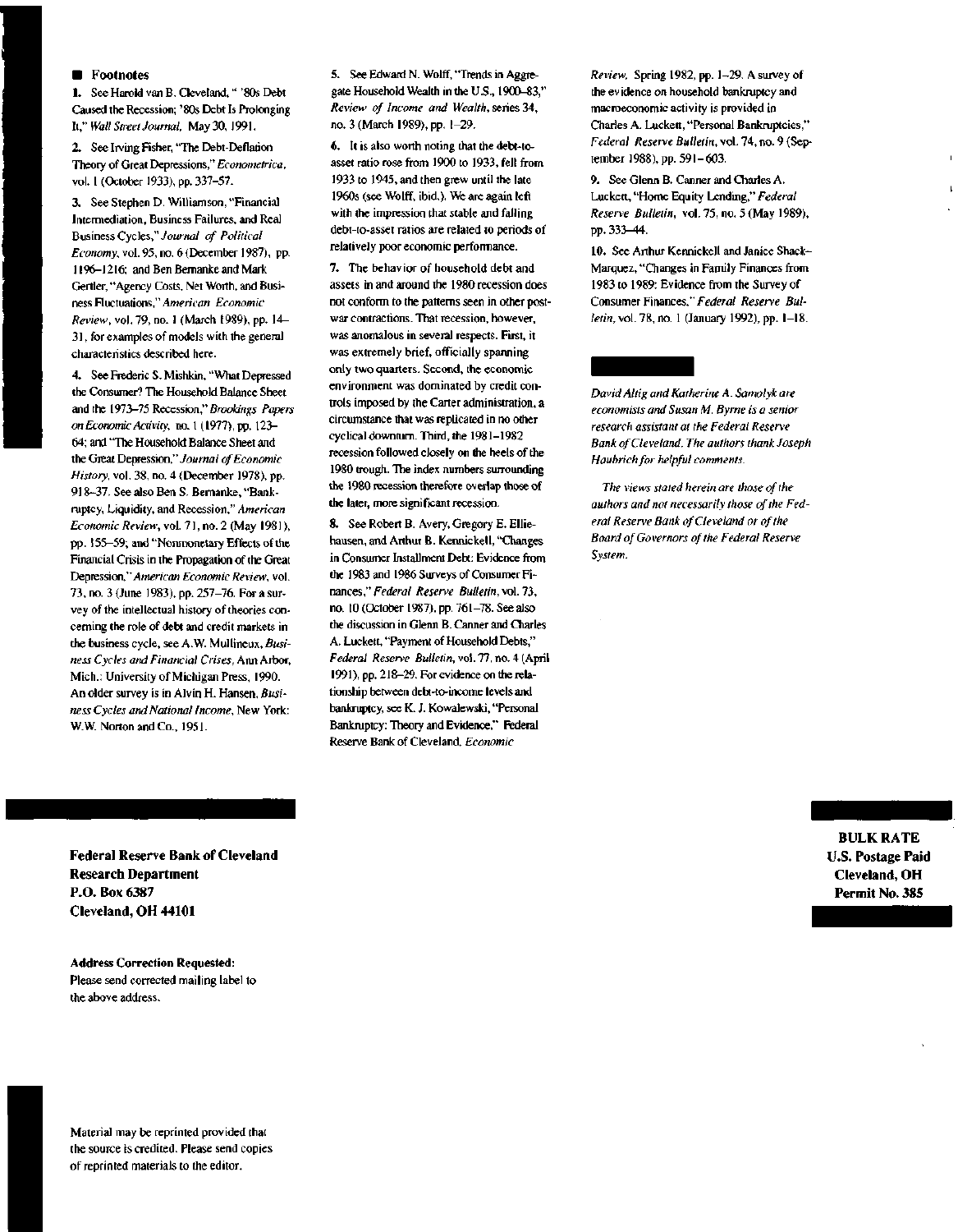## Footnotes

1. See Harold van B. Cleveland, "'80s Debt Caused the Recession; '80s Debt Is Prolonging It," *Wall Street Journal*, May 30, 1991.

2. See Irving Fisher, "The Debt-Deflation Theory of Great Depressions," *Econometrica*, vol. 1 (October 1933), pp. 337–57.

3. See Stephen D. Williamson, "Financial Intermediation, Business Failures, and Real Business Cycles," *Journal of Political Economy*, vol. 95, no. 6 (December 1987), pp. 1196–1216; and Ben Bernanke and Mark Gertler, "Agency Costs, Net Worth, and Business Fluctuations," *American Economic Review*, vol. 79, no. 1 (March 1989), pp. 14–31, for examples of models with the general characteristics described here.

4. See Frederic S. Mishkin, "What Depressed the Consumer? The Household Balance Sheet and the 1973–75 Recession," *Brookings Papers on Economic Activity*, no. 1 (1977), pp. 123–64; and "The Household Balance Sheet and the Great Depression," *Journal of Economic History*, vol. 38, no. 4 (December 1978), pp. 918–37. See also Ben S. Bernanke, "Bankruptcy, Liquidity, and Recession," *American Economic Review*, vol. 71, no. 2 (May 1981), pp. 155–59, and "Nonmonetary Effects of the Financial Crisis in the Propagation of the Great Depression," *American Economic Review*, vol. 73, no. 3 (June 1983), pp. 257–76. For a survey of the intellectual history of theories concerning the role of debt and credit markets in the business cycle, see A.W. Mullineux, *Business Cycles and Financial Crises*, Ann Arbor, Mich.: University of Michigan Press, 1990. An older survey is in Alvin H. Hansen, *Business Cycles and National Income*, New York: W.W. Norton and Co., 1951.

5. See Edward N. Wolff, "Trends in Aggregate Household Wealth in the U.S., 1900–83," *Review of Income and Wealth*, series 34, no. 3 (March 1989), pp. 1–29.

6. It is also worth noting that the debt-to-asset ratio rose from 1900 to 1933, fell from 1933 to 1945, and then grew until the late 1960s (see Wolff, ibid.). We are again left with the impression that stable and falling debt-to-asset ratios are related to periods of relatively poor economic performance.

7. The behavior of household debt and assets in and around the 1980 recession does not conform to the patterns seen in other postwar contractions. That recession, however, was anomalous in several respects. First, it was extremely brief, officially spanning only two quarters. Second, the economic environment was dominated by credit controls imposed by the Carter administration, a circumstance that was replicated in no other cyclical downturn. Third, the 1981–1982 recession followed closely on the heels of the 1980 trough. The index numbers surrounding the 1980 recession therefore overlap those of the later, more significant recession.

8. See Robert B. Avery, Gregory E. Elliehausen, and Arthur B. Kennickell, "Changes in Consumer Installment Debt: Evidence from the 1983 and 1986 Surveys of Consumer Finances," *Federal Reserve Bulletin*, vol. 73, no. 10 (October 1987), pp. 761–78. See also the discussion in Glenn B. Canner and Charles A. Luckett, "Payment of Household Debts," *Federal Reserve Bulletin*, vol. 77, no. 4 (April 1991), pp. 218–29. For evidence on the relationship between debt-to-income levels and bankruptcy, see K. J. Kowalewski, "Personal Bankruptcy: Theory and Evidence," Federal Reserve Bank of Cleveland, *Economic Review*, Spring 1982, pp. 1–29. A survey of the evidence on household bankruptcy and macroeconomic activity is provided in Charles A. Luckett, "Personal Bankruptcies," *Federal Reserve Bulletin*, vol. 74, no. 9 (September 1988), pp. 591–603.

9. See Glenn B. Canner and Charles A. Luckett, "Home Equity Lending," *Federal Reserve Bulletin*, vol. 75, no. 5 (May 1989), pp. 333–44.

10. See Arthur Kennickell and Janice Shack-Marquez, "Changes in Family Finances from 1983 to 1989: Evidence from the Survey of Consumer Finances," *Federal Reserve Bulletin*, vol. 78, no. 1 (January 1992), pp. 1–18.

*David Altig and Katherine A. Samolyk are economists and Susan M. Byrne is a senior research assistant at the Federal Reserve Bank of Cleveland. The authors thank Joseph Haubrich for helpful comments.*

*The views stated herein are those of the authors and not necessarily those of the Federal Reserve Bank of Cleveland or of the Board of Governors of the Federal Reserve System.*

**Federal Reserve Bank of Cleveland**
**Research Department**
**P.O. Box 6387**
**Cleveland, OH 44101**

**Address Correction Requested:**
Please send corrected mailing label to the above address.

**BULK RATE**
**U.S. Postage Paid**
**Cleveland, OH**
**Permit No. 385**

Material may be reprinted provided that the source is credited. Please send copies of reprinted materials to the editor.